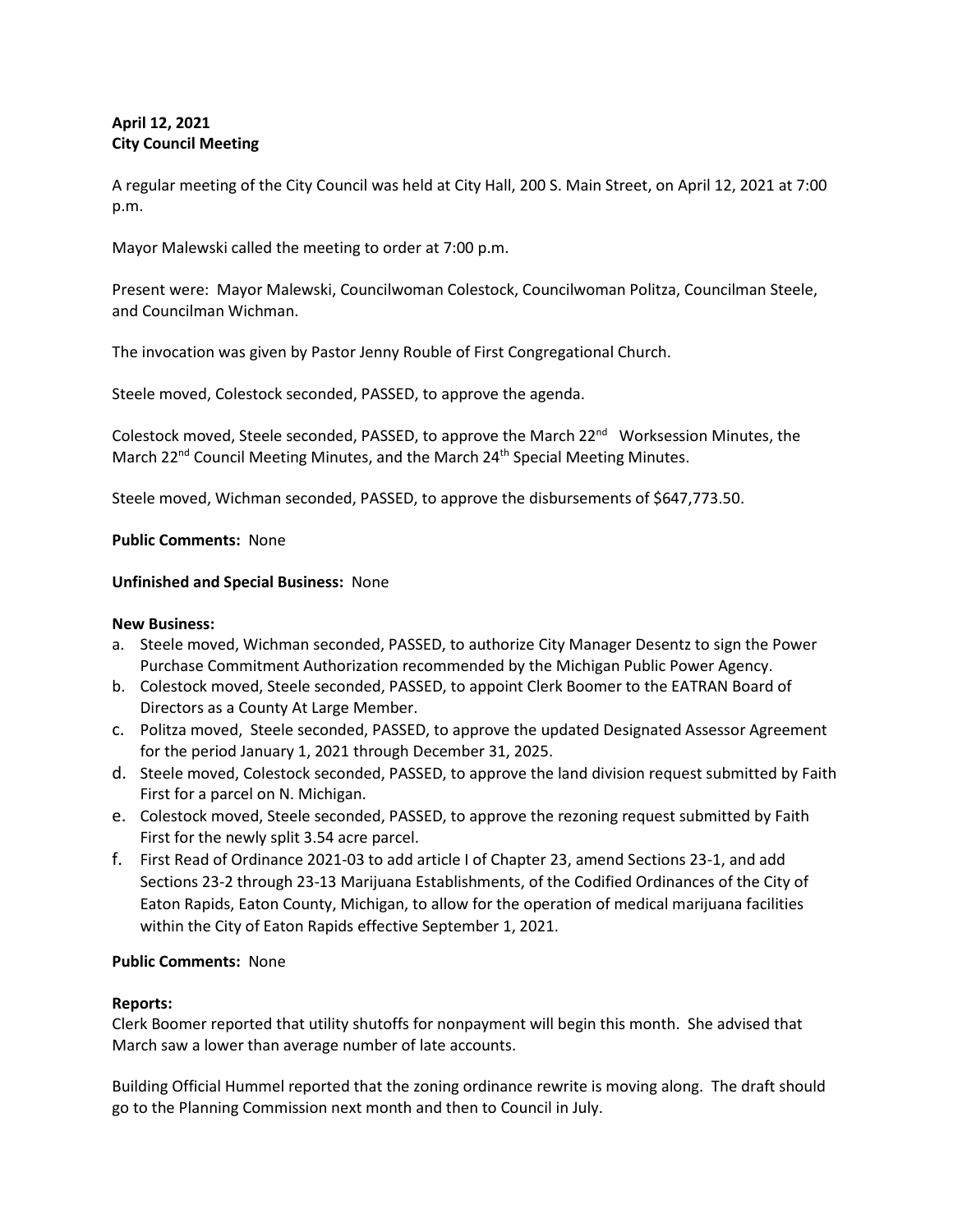**April 12, 2021**
**City Council Meeting**

A regular meeting of the City Council was held at City Hall, 200 S. Main Street, on April 12, 2021 at 7:00 p.m.

Mayor Malewski called the meeting to order at 7:00 p.m.

Present were: Mayor Malewski, Councilwoman Colestock, Councilwoman Politza, Councilman Steele, and Councilman Wichman.

The invocation was given by Pastor Jenny Rouble of First Congregational Church.

Steele moved, Colestock seconded, PASSED, to approve the agenda.

Colestock moved, Steele seconded, PASSED, to approve the March 22nd Worksession Minutes, the March 22nd Council Meeting Minutes, and the March 24th Special Meeting Minutes.

Steele moved, Wichman seconded, PASSED, to approve the disbursements of $647,773.50.

**Public Comments:** None

**Unfinished and Special Business:** None

**New Business:**

a. Steele moved, Wichman seconded, PASSED, to authorize City Manager Desentz to sign the Power Purchase Commitment Authorization recommended by the Michigan Public Power Agency.
b. Colestock moved, Steele seconded, PASSED, to appoint Clerk Boomer to the EATRAN Board of Directors as a County At Large Member.
c. Politza moved, Steele seconded, PASSED, to approve the updated Designated Assessor Agreement for the period January 1, 2021 through December 31, 2025.
d. Steele moved, Colestock seconded, PASSED, to approve the land division request submitted by Faith First for a parcel on N. Michigan.
e. Colestock moved, Steele seconded, PASSED, to approve the rezoning request submitted by Faith First for the newly split 3.54 acre parcel.
f. First Read of Ordinance 2021-03 to add article I of Chapter 23, amend Sections 23-1, and add Sections 23-2 through 23-13 Marijuana Establishments, of the Codified Ordinances of the City of Eaton Rapids, Eaton County, Michigan, to allow for the operation of medical marijuana facilities within the City of Eaton Rapids effective September 1, 2021.

**Public Comments:** None

**Reports:**

Clerk Boomer reported that utility shutoffs for nonpayment will begin this month. She advised that March saw a lower than average number of late accounts.

Building Official Hummel reported that the zoning ordinance rewrite is moving along. The draft should go to the Planning Commission next month and then to Council in July.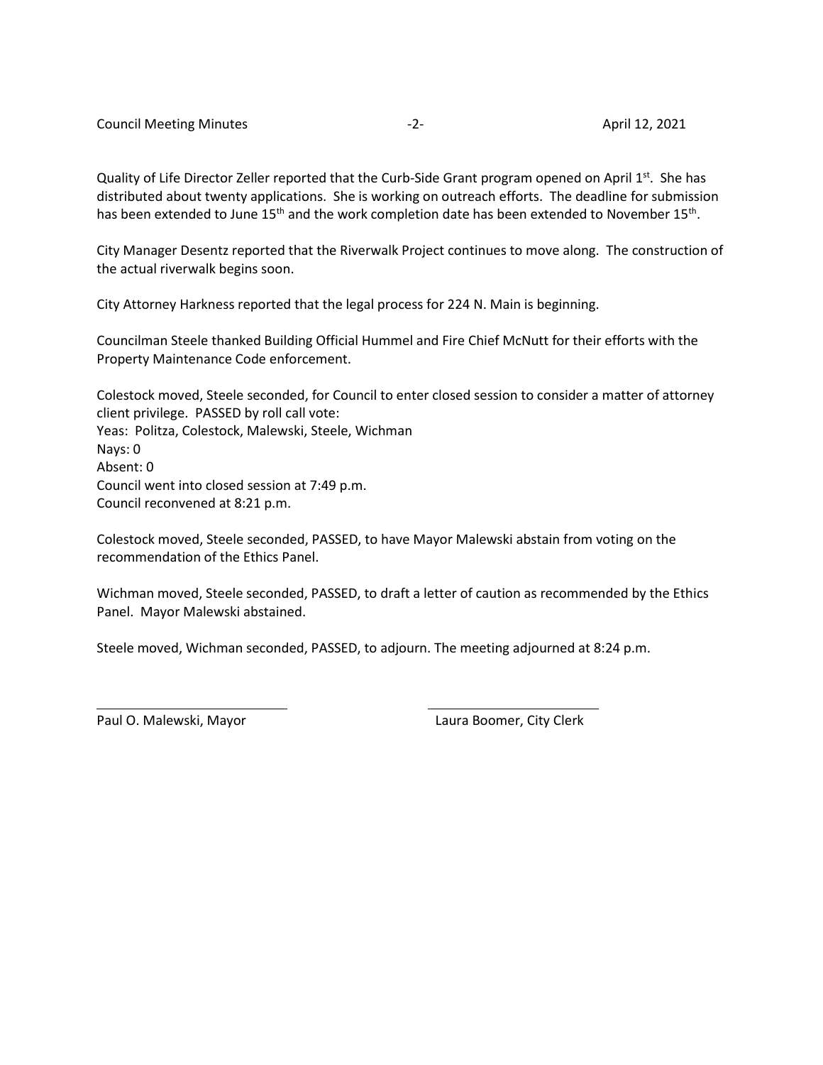Quality of Life Director Zeller reported that the Curb-Side Grant program opened on April 1st. She has distributed about twenty applications. She is working on outreach efforts. The deadline for submission has been extended to June 15th and the work completion date has been extended to November 15th.

City Manager Desentz reported that the Riverwalk Project continues to move along. The construction of the actual riverwalk begins soon.

City Attorney Harkness reported that the legal process for 224 N. Main is beginning.

Councilman Steele thanked Building Official Hummel and Fire Chief McNutt for their efforts with the Property Maintenance Code enforcement.

Colestock moved, Steele seconded, for Council to enter closed session to consider a matter of attorney client privilege. PASSED by roll call vote:
Yeas: Politza, Colestock, Malewski, Steele, Wichman
Nays: 0
Absent: 0
Council went into closed session at 7:49 p.m.
Council reconvened at 8:21 p.m.

Colestock moved, Steele seconded, PASSED, to have Mayor Malewski abstain from voting on the recommendation of the Ethics Panel.

Wichman moved, Steele seconded, PASSED, to draft a letter of caution as recommended by the Ethics Panel. Mayor Malewski abstained.

Steele moved, Wichman seconded, PASSED, to adjourn. The meeting adjourned at 8:24 p.m.

Paul O. Malewski, Mayor

Laura Boomer, City Clerk